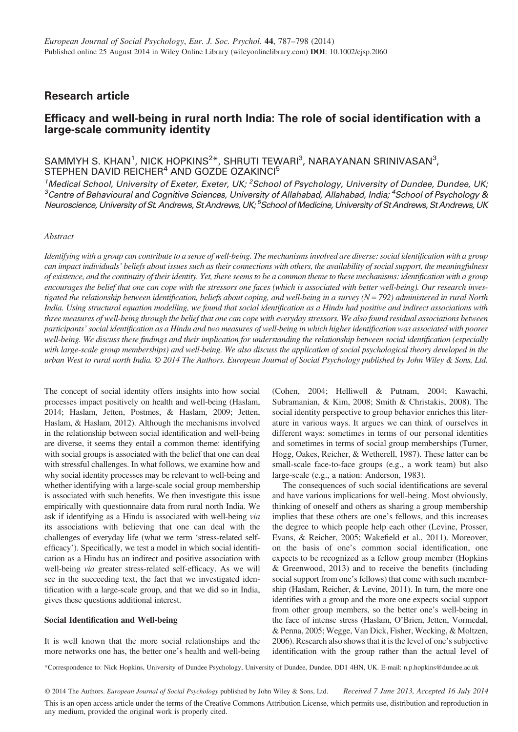## Research article

# Efficacy and well-being in rural north India: The role of social identification with a large-scale community identity

SAMMYH S. KHAN[1], NICK HOPKINS[2]*, SHRUTI TEWARI[3], NARAYANAN SRINIVASAN[3], STEPHEN DAVID REICHER[4] AND GOZDE OZAKINCI[5]

[1]*Medical School, University of Exeter, Exeter, UK;* [2]*School of Psychology, University of Dundee, Dundee, UK;* [3]*Centre of Behavioural and Cognitive Sciences, University of Allahabad, Allahabad, India;* [4]*School of Psychology & Neuroscience, University of St. Andrews, St Andrews, UK;* [5]*School of Medicine, University of St Andrews, St Andrews, UK*

### Abstract

*Identifying with a group can contribute to a sense of well-being. The mechanisms involved are diverse: social identification with a group can impact individuals' beliefs about issues such as their connections with others, the availability of social support, the meaningfulness of existence, and the continuity of their identity. Yet, there seems to be a common theme to these mechanisms: identification with a group encourages the belief that one can cope with the stressors one faces (which is associated with better well-being). Our research investigated the relationship between identification, beliefs about coping, and well-being in a survey (N = 792) administered in rural North India. Using structural equation modelling, we found that social identification as a Hindu had positive and indirect associations with three measures of well-being through the belief that one can cope with everyday stressors. We also found residual associations between participants' social identification as a Hindu and two measures of well-being in which higher identification was associated with poorer well-being. We discuss these findings and their implication for understanding the relationship between social identification (especially with large-scale group memberships) and well-being. We also discuss the application of social psychological theory developed in the urban West to rural north India. © 2014 The Authors. European Journal of Social Psychology published by John Wiley & Sons, Ltd.*

The concept of social identity offers insights into how social processes impact positively on health and well-being (Haslam, 2014; Haslam, Jetten, Postmes, & Haslam, 2009; Jetten, Haslam, & Haslam, 2012). Although the mechanisms involved in the relationship between social identification and well-being are diverse, it seems they entail a common theme: identifying with social groups is associated with the belief that one can deal with stressful challenges. In what follows, we examine how and why social identity processes may be relevant to well-being and whether identifying with a large-scale social group membership is associated with such benefits. We then investigate this issue empirically with questionnaire data from rural north India. We ask if identifying as a Hindu is associated with well-being *via* its associations with believing that one can deal with the challenges of everyday life (what we term 'stress-related self-efficacy'). Specifically, we test a model in which social identification as a Hindu has an indirect and positive association with well-being *via* greater stress-related self-efficacy. As we will see in the succeeding text, the fact that we investigated identification with a large-scale group, and that we did so in India, gives these questions additional interest.

### Social Identification and Well-being

It is well known that the more social relationships and the more networks one has, the better one's health and well-being (Cohen, 2004; Helliwell & Putnam, 2004; Kawachi, Subramanian, & Kim, 2008; Smith & Christakis, 2008). The social identity perspective to group behavior enriches this literature in various ways. It argues we can think of ourselves in different ways: sometimes in terms of our personal identities and sometimes in terms of social group memberships (Turner, Hogg, Oakes, Reicher, & Wetherell, 1987). These latter can be small-scale face-to-face groups (e.g., a work team) but also large-scale (e.g., a nation: Anderson, 1983).

The consequences of such social identifications are several and have various implications for well-being. Most obviously, thinking of oneself and others as sharing a group membership implies that these others are one's fellows, and this increases the degree to which people help each other (Levine, Prosser, Evans, & Reicher, 2005; Wakefield et al., 2011). Moreover, on the basis of one's common social identification, one expects to be recognized as a fellow group member (Hopkins & Greenwood, 2013) and to receive the benefits (including social support from one's fellows) that come with such membership (Haslam, Reicher, & Levine, 2011). In turn, the more one identifies with a group and the more one expects social support from other group members, so the better one's well-being in the face of intense stress (Haslam, O'Brien, Jetten, Vormedal, & Penna, 2005; Wegge, Van Dick, Fisher, Wecking, & Moltzen, 2006). Research also shows that it is the level of one's subjective identification with the group rather than the actual level of

*Correspondence to: Nick Hopkins, University of Dundee Psychology, University of Dundee, Dundee, DD1 4HN, UK. E-mail: n.p.hopkins@dundee.ac.uk

© 2014 The Authors. *European Journal of Social Psychology* published by John Wiley & Sons, Ltd. *Received 7 June 2013, Accepted 16 July 2014*

This is an open access article under the terms of the Creative Commons Attribution License, which permits use, distribution and reproduction in any medium, provided the original work is properly cited.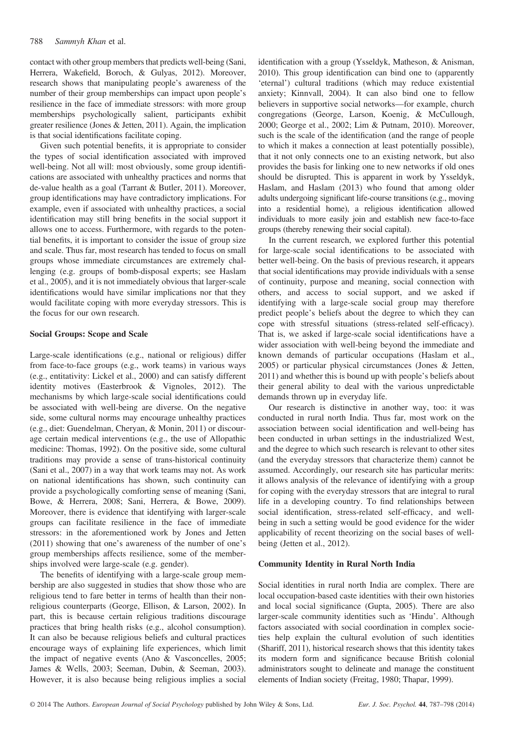contact with other group members that predicts well-being (Sani, Herrera, Wakefield, Boroch, & Gulyas, 2012). Moreover, research shows that manipulating people's awareness of the number of their group memberships can impact upon people's resilience in the face of immediate stressors: with more group memberships psychologically salient, participants exhibit greater resilience (Jones & Jetten, 2011). Again, the implication is that social identifications facilitate coping.

Given such potential benefits, it is appropriate to consider the types of social identification associated with improved well-being. Not all will: most obviously, some group identifications are associated with unhealthy practices and norms that de-value health as a goal (Tarrant & Butler, 2011). Moreover, group identifications may have contradictory implications. For example, even if associated with unhealthy practices, a social identification may still bring benefits in the social support it allows one to access. Furthermore, with regards to the potential benefits, it is important to consider the issue of group size and scale. Thus far, most research has tended to focus on small groups whose immediate circumstances are extremely challenging (e.g. groups of bomb-disposal experts; see Haslam et al., 2005), and it is not immediately obvious that larger-scale identifications would have similar implications nor that they would facilitate coping with more everyday stressors. This is the focus for our own research.

### Social Groups: Scope and Scale

Large-scale identifications (e.g., national or religious) differ from face-to-face groups (e.g., work teams) in various ways (e.g., entitativity: Lickel et al., 2000) and can satisfy different identity motives (Easterbrook & Vignoles, 2012). The mechanisms by which large-scale social identifications could be associated with well-being are diverse. On the negative side, some cultural norms may encourage unhealthy practices (e.g., diet: Guendelman, Cheryan, & Monin, 2011) or discourage certain medical interventions (e.g., the use of Allopathic medicine: Thomas, 1992). On the positive side, some cultural traditions may provide a sense of trans-historical continuity (Sani et al., 2007) in a way that work teams may not. As work on national identifications has shown, such continuity can provide a psychologically comforting sense of meaning (Sani, Bowe, & Herrera, 2008; Sani, Herrera, & Bowe, 2009). Moreover, there is evidence that identifying with larger-scale groups can facilitate resilience in the face of immediate stressors: in the aforementioned work by Jones and Jetten (2011) showing that one's awareness of the number of one's group memberships affects resilience, some of the memberships involved were large-scale (e.g. gender).

The benefits of identifying with a large-scale group membership are also suggested in studies that show those who are religious tend to fare better in terms of health than their nonreligious counterparts (George, Ellison, & Larson, 2002). In part, this is because certain religious traditions discourage practices that bring health risks (e.g., alcohol consumption). It can also be because religious beliefs and cultural practices encourage ways of explaining life experiences, which limit the impact of negative events (Ano & Vasconcelles, 2005; James & Wells, 2003; Seeman, Dubin, & Seeman, 2003). However, it is also because being religious implies a social identification with a group (Ysseldyk, Matheson, & Anisman, 2010). This group identification can bind one to (apparently 'eternal') cultural traditions (which may reduce existential anxiety; Kinnvall, 2004). It can also bind one to fellow believers in supportive social networks—for example, church congregations (George, Larson, Koenig, & McCullough, 2000; George et al., 2002; Lim & Putnam, 2010). Moreover, such is the scale of the identification (and the range of people to which it makes a connection at least potentially possible), that it not only connects one to an existing network, but also provides the basis for linking one to new networks if old ones should be disrupted. This is apparent in work by Ysseldyk, Haslam, and Haslam (2013) who found that among older adults undergoing significant life-course transitions (e.g., moving into a residential home), a religious identification allowed individuals to more easily join and establish new face-to-face groups (thereby renewing their social capital).

In the current research, we explored further this potential for large-scale social identifications to be associated with better well-being. On the basis of previous research, it appears that social identifications may provide individuals with a sense of continuity, purpose and meaning, social connection with others, and access to social support, and we asked if identifying with a large-scale social group may therefore predict people's beliefs about the degree to which they can cope with stressful situations (stress-related self-efficacy). That is, we asked if large-scale social identifications have a wider association with well-being beyond the immediate and known demands of particular occupations (Haslam et al., 2005) or particular physical circumstances (Jones & Jetten, 2011) and whether this is bound up with people's beliefs about their general ability to deal with the various unpredictable demands thrown up in everyday life.

Our research is distinctive in another way, too: it was conducted in rural north India. Thus far, most work on the association between social identification and well-being has been conducted in urban settings in the industrialized West, and the degree to which such research is relevant to other sites (and the everyday stressors that characterize them) cannot be assumed. Accordingly, our research site has particular merits: it allows analysis of the relevance of identifying with a group for coping with the everyday stressors that are integral to rural life in a developing country. To find relationships between social identification, stress-related self-efficacy, and well-being in such a setting would be good evidence for the wider applicability of recent theorizing on the social bases of well-being (Jetten et al., 2012).

### Community Identity in Rural North India

Social identities in rural north India are complex. There are local occupation-based caste identities with their own histories and local social significance (Gupta, 2005). There are also larger-scale community identities such as 'Hindu'. Although factors associated with social coordination in complex societies help explain the cultural evolution of such identities (Shariff, 2011), historical research shows that this identity takes its modern form and significance because British colonial administrators sought to delineate and manage the constituent elements of Indian society (Freitag, 1980; Thapar, 1999).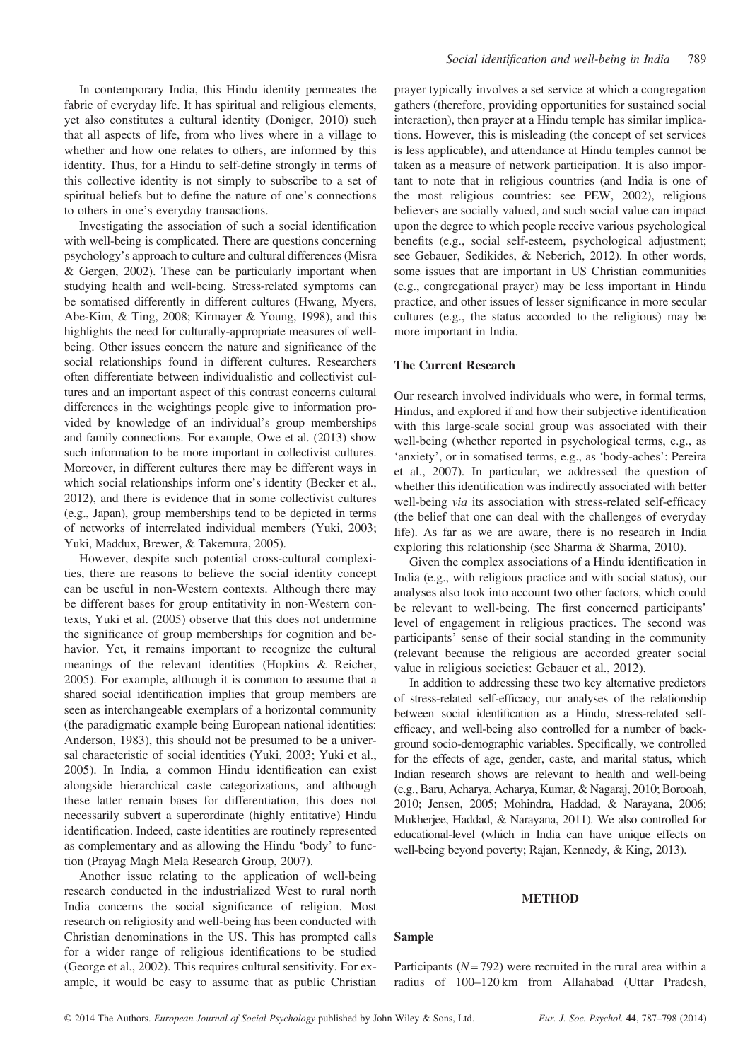In contemporary India, this Hindu identity permeates the fabric of everyday life. It has spiritual and religious elements, yet also constitutes a cultural identity (Doniger, 2010) such that all aspects of life, from who lives where in a village to whether and how one relates to others, are informed by this identity. Thus, for a Hindu to self-define strongly in terms of this collective identity is not simply to subscribe to a set of spiritual beliefs but to define the nature of one's connections to others in one's everyday transactions.

Investigating the association of such a social identification with well-being is complicated. There are questions concerning psychology's approach to culture and cultural differences (Misra & Gergen, 2002). These can be particularly important when studying health and well-being. Stress-related symptoms can be somatised differently in different cultures (Hwang, Myers, Abe-Kim, & Ting, 2008; Kirmayer & Young, 1998), and this highlights the need for culturally-appropriate measures of well-being. Other issues concern the nature and significance of the social relationships found in different cultures. Researchers often differentiate between individualistic and collectivist cultures and an important aspect of this contrast concerns cultural differences in the weightings people give to information provided by knowledge of an individual's group memberships and family connections. For example, Owe et al. (2013) show such information to be more important in collectivist cultures. Moreover, in different cultures there may be different ways in which social relationships inform one's identity (Becker et al., 2012), and there is evidence that in some collectivist cultures (e.g., Japan), group memberships tend to be depicted in terms of networks of interrelated individual members (Yuki, 2003; Yuki, Maddux, Brewer, & Takemura, 2005).

However, despite such potential cross-cultural complexities, there are reasons to believe the social identity concept can be useful in non-Western contexts. Although there may be different bases for group entitativity in non-Western contexts, Yuki et al. (2005) observe that this does not undermine the significance of group memberships for cognition and behavior. Yet, it remains important to recognize the cultural meanings of the relevant identities (Hopkins & Reicher, 2005). For example, although it is common to assume that a shared social identification implies that group members are seen as interchangeable exemplars of a horizontal community (the paradigmatic example being European national identities: Anderson, 1983), this should not be presumed to be a universal characteristic of social identities (Yuki, 2003; Yuki et al., 2005). In India, a common Hindu identification can exist alongside hierarchical caste categorizations, and although these latter remain bases for differentiation, this does not necessarily subvert a superordinate (highly entitative) Hindu identification. Indeed, caste identities are routinely represented as complementary and as allowing the Hindu 'body' to function (Prayag Magh Mela Research Group, 2007).

Another issue relating to the application of well-being research conducted in the industrialized West to rural north India concerns the social significance of religion. Most research on religiosity and well-being has been conducted with Christian denominations in the US. This has prompted calls for a wider range of religious identifications to be studied (George et al., 2002). This requires cultural sensitivity. For example, it would be easy to assume that as public Christian prayer typically involves a set service at which a congregation gathers (therefore, providing opportunities for sustained social interaction), then prayer at a Hindu temple has similar implications. However, this is misleading (the concept of set services is less applicable), and attendance at Hindu temples cannot be taken as a measure of network participation. It is also important to note that in religious countries (and India is one of the most religious countries: see PEW, 2002), religious believers are socially valued, and such social value can impact upon the degree to which people receive various psychological benefits (e.g., social self-esteem, psychological adjustment; see Gebauer, Sedikides, & Neberich, 2012). In other words, some issues that are important in US Christian communities (e.g., congregational prayer) may be less important in Hindu practice, and other issues of lesser significance in more secular cultures (e.g., the status accorded to the religious) may be more important in India.

## The Current Research

Our research involved individuals who were, in formal terms, Hindus, and explored if and how their subjective identification with this large-scale social group was associated with their well-being (whether reported in psychological terms, e.g., as 'anxiety', or in somatised terms, e.g., as 'body-aches': Pereira et al., 2007). In particular, we addressed the question of whether this identification was indirectly associated with better well-being *via* its association with stress-related self-efficacy (the belief that one can deal with the challenges of everyday life). As far as we are aware, there is no research in India exploring this relationship (see Sharma & Sharma, 2010).

Given the complex associations of a Hindu identification in India (e.g., with religious practice and with social status), our analyses also took into account two other factors, which could be relevant to well-being. The first concerned participants' level of engagement in religious practices. The second was participants' sense of their social standing in the community (relevant because the religious are accorded greater social value in religious societies: Gebauer et al., 2012).

In addition to addressing these two key alternative predictors of stress-related self-efficacy, our analyses of the relationship between social identification as a Hindu, stress-related self-efficacy, and well-being also controlled for a number of background socio-demographic variables. Specifically, we controlled for the effects of age, gender, caste, and marital status, which Indian research shows are relevant to health and well-being (e.g., Baru, Acharya, Acharya, Kumar, & Nagaraj, 2010; Borooah, 2010; Jensen, 2005; Mohindra, Haddad, & Narayana, 2006; Mukherjee, Haddad, & Narayana, 2011). We also controlled for educational-level (which in India can have unique effects on well-being beyond poverty; Rajan, Kennedy, & King, 2013).

# METHOD

## Sample

Participants ($N = 792$) were recruited in the rural area within a radius of 100–120 km from Allahabad (Uttar Pradesh,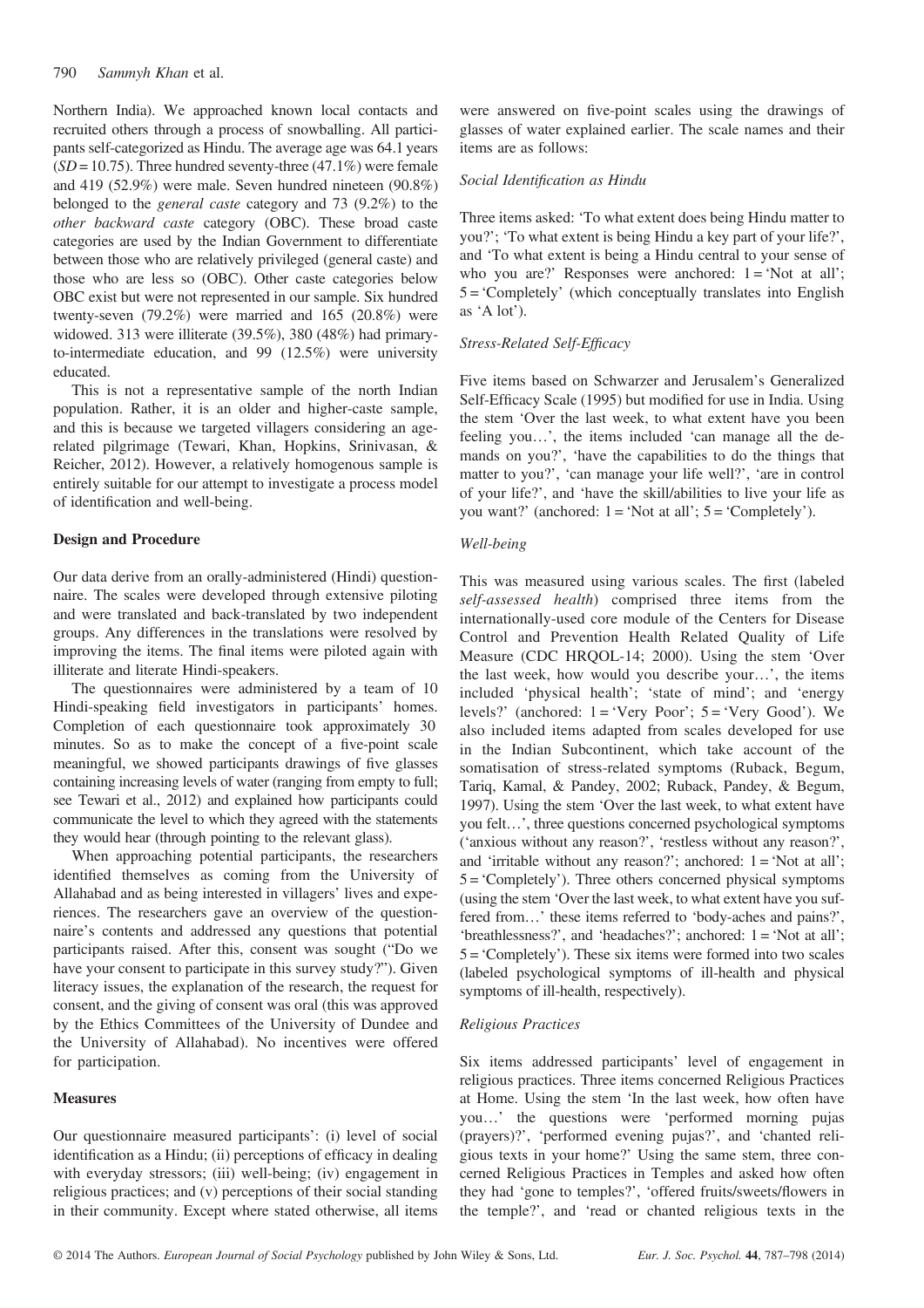Northern India). We approached known local contacts and recruited others through a process of snowballing. All participants self-categorized as Hindu. The average age was 64.1 years ($SD = 10.75$). Three hundred seventy-three (47.1%) were female and 419 (52.9%) were male. Seven hundred nineteen (90.8%) belonged to the *general caste* category and 73 (9.2%) to the *other backward caste* category (OBC). These broad caste categories are used by the Indian Government to differentiate between those who are relatively privileged (general caste) and those who are less so (OBC). Other caste categories below OBC exist but were not represented in our sample. Six hundred twenty-seven (79.2%) were married and 165 (20.8%) were widowed. 313 were illiterate (39.5%), 380 (48%) had primary-to-intermediate education, and 99 (12.5%) were university educated.

This is not a representative sample of the north Indian population. Rather, it is an older and higher-caste sample, and this is because we targeted villagers considering an age-related pilgrimage (Tewari, Khan, Hopkins, Srinivasan, & Reicher, 2012). However, a relatively homogenous sample is entirely suitable for our attempt to investigate a process model of identification and well-being.

### Design and Procedure

Our data derive from an orally-administered (Hindi) questionnaire. The scales were developed through extensive piloting and were translated and back-translated by two independent groups. Any differences in the translations were resolved by improving the items. The final items were piloted again with illiterate and literate Hindi-speakers.

The questionnaires were administered by a team of 10 Hindi-speaking field investigators in participants' homes. Completion of each questionnaire took approximately 30 minutes. So as to make the concept of a five-point scale meaningful, we showed participants drawings of five glasses containing increasing levels of water (ranging from empty to full; see Tewari et al., 2012) and explained how participants could communicate the level to which they agreed with the statements they would hear (through pointing to the relevant glass).

When approaching potential participants, the researchers identified themselves as coming from the University of Allahabad and as being interested in villagers' lives and experiences. The researchers gave an overview of the questionnaire's contents and addressed any questions that potential participants raised. After this, consent was sought ("Do we have your consent to participate in this survey study?"). Given literacy issues, the explanation of the research, the request for consent, and the giving of consent was oral (this was approved by the Ethics Committees of the University of Dundee and the University of Allahabad). No incentives were offered for participation.

### Measures

Our questionnaire measured participants': (i) level of social identification as a Hindu; (ii) perceptions of efficacy in dealing with everyday stressors; (iii) well-being; (iv) engagement in religious practices; and (v) perceptions of their social standing in their community. Except where stated otherwise, all items were answered on five-point scales using the drawings of glasses of water explained earlier. The scale names and their items are as follows:

#### *Social Identification as Hindu*

Three items asked: 'To what extent does being Hindu matter to you?'; 'To what extent is being Hindu a key part of your life?', and 'To what extent is being a Hindu central to your sense of who you are?' Responses were anchored: 1 = 'Not at all'; 5 = 'Completely' (which conceptually translates into English as 'A lot').

#### *Stress-Related Self-Efficacy*

Five items based on Schwarzer and Jerusalem's Generalized Self-Efficacy Scale (1995) but modified for use in India. Using the stem 'Over the last week, to what extent have you been feeling you…', the items included 'can manage all the demands on you?', 'have the capabilities to do the things that matter to you?', 'can manage your life well?', 'are in control of your life?', and 'have the skill/abilities to live your life as you want?' (anchored: 1 = 'Not at all'; 5 = 'Completely').

#### *Well-being*

This was measured using various scales. The first (labeled *self-assessed health*) comprised three items from the internationally-used core module of the Centers for Disease Control and Prevention Health Related Quality of Life Measure (CDC HRQOL-14; 2000). Using the stem 'Over the last week, how would you describe your…', the items included 'physical health'; 'state of mind'; and 'energy levels?' (anchored: 1 = 'Very Poor'; 5 = 'Very Good'). We also included items adapted from scales developed for use in the Indian Subcontinent, which take account of the somatisation of stress-related symptoms (Ruback, Begum, Tariq, Kamal, & Pandey, 2002; Ruback, Pandey, & Begum, 1997). Using the stem 'Over the last week, to what extent have you felt…', three questions concerned psychological symptoms ('anxious without any reason?', 'restless without any reason?', and 'irritable without any reason?'; anchored: 1 = 'Not at all'; 5 = 'Completely'). Three others concerned physical symptoms (using the stem 'Over the last week, to what extent have you suffered from…' these items referred to 'body-aches and pains?', 'breathlessness?', and 'headaches?'; anchored: 1 = 'Not at all'; 5 = 'Completely'). These six items were formed into two scales (labeled psychological symptoms of ill-health and physical symptoms of ill-health, respectively).

#### *Religious Practices*

Six items addressed participants' level of engagement in religious practices. Three items concerned Religious Practices at Home. Using the stem 'In the last week, how often have you…' the questions were 'performed morning pujas (prayers)?', 'performed evening pujas?', and 'chanted religious texts in your home?' Using the same stem, three concerned Religious Practices in Temples and asked how often they had 'gone to temples?', 'offered fruits/sweets/flowers in the temple?', and 'read or chanted religious texts in the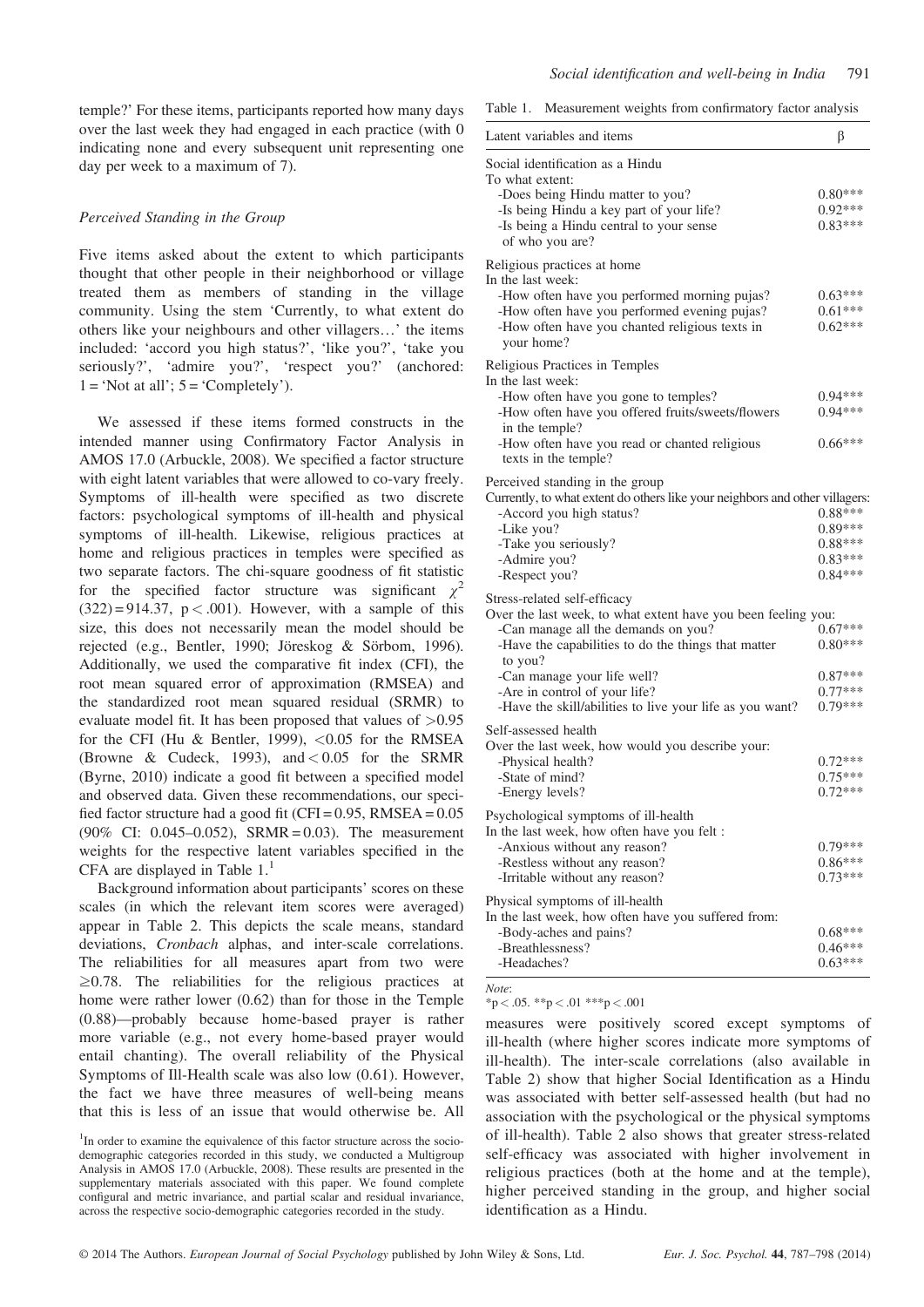temple?' For these items, participants reported how many days over the last week they had engaged in each practice (with 0 indicating none and every subsequent unit representing one day per week to a maximum of 7).

### Perceived Standing in the Group

Five items asked about the extent to which participants thought that other people in their neighborhood or village treated them as members of standing in the village community. Using the stem 'Currently, to what extent do others like your neighbours and other villagers…' the items included: 'accord you high status?', 'like you?', 'take you seriously?', 'admire you?', 'respect you?' (anchored: 1 = 'Not at all'; 5 = 'Completely').

We assessed if these items formed constructs in the intended manner using Confirmatory Factor Analysis in AMOS 17.0 (Arbuckle, 2008). We specified a factor structure with eight latent variables that were allowed to co-vary freely. Symptoms of ill-health were specified as two discrete factors: psychological symptoms of ill-health and physical symptoms of ill-health. Likewise, religious practices at home and religious practices in temples were specified as two separate factors. The chi-square goodness of fit statistic for the specified factor structure was significant $\chi^2(322) = 914.37$, $p < .001$). However, with a sample of this size, this does not necessarily mean the model should be rejected (e.g., Bentler, 1990; Jöreskog & Sörbom, 1996). Additionally, we used the comparative fit index (CFI), the root mean squared error of approximation (RMSEA) and the standardized root mean squared residual (SRMR) to evaluate model fit. It has been proposed that values of >0.95 for the CFI (Hu & Bentler, 1999), <0.05 for the RMSEA (Browne & Cudeck, 1993), and < 0.05 for the SRMR (Byrne, 2010) indicate a good fit between a specified model and observed data. Given these recommendations, our specified factor structure had a good fit (CFI = 0.95, RMSEA = 0.05 (90% CI: 0.045–0.052), SRMR = 0.03). The measurement weights for the respective latent variables specified in the CFA are displayed in Table 1.[1]

Background information about participants' scores on these scales (in which the relevant item scores were averaged) appear in Table 2. This depicts the scale means, standard deviations, *Cronbach* alphas, and inter-scale correlations. The reliabilities for all measures apart from two were ≥0.78. The reliabilities for the religious practices at home were rather lower (0.62) than for those in the Temple (0.88)—probably because home-based prayer is rather more variable (e.g., not every home-based prayer would entail chanting). The overall reliability of the Physical Symptoms of Ill-Health scale was also low (0.61). However, the fact we have three measures of well-being means that this is less of an issue that would otherwise be. All measures were positively scored except symptoms of ill-health (where higher scores indicate more symptoms of ill-health). The inter-scale correlations (also available in Table 2) show that higher Social Identification as a Hindu was associated with better self-assessed health (but had no association with the psychological or the physical symptoms of ill-health). Table 2 also shows that greater stress-related self-efficacy was associated with higher involvement in religious practices (both at the home and at the temple), higher perceived standing in the group, and higher social identification as a Hindu.

[1]In order to examine the equivalence of this factor structure across the socio-demographic categories recorded in this study, we conducted a Multigroup Analysis in AMOS 17.0 (Arbuckle, 2008). These results are presented in the supplementary materials associated with this paper. We found complete configural and metric invariance, and partial scalar and residual invariance, across the respective socio-demographic categories recorded in the study.

Table 1. Measurement weights from confirmatory factor analysis

| Latent variables and items | β |
|---|---|
| **Social identification as a Hindu** | |
| To what extent: | |
| -Does being Hindu matter to you? | 0.80*** |
| -Is being Hindu a key part of your life? | 0.92*** |
| -Is being a Hindu central to your sense of who you are? | 0.83*** |
| **Religious practices at home** | |
| In the last week: | |
| -How often have you performed morning pujas? | 0.63*** |
| -How often have you performed evening pujas? | 0.61*** |
| -How often have you chanted religious texts in your home? | 0.62*** |
| **Religious Practices in Temples** | |
| In the last week: | |
| -How often have you gone to temples? | 0.94*** |
| -How often have you offered fruits/sweets/flowers in the temple? | 0.94*** |
| -How often have you read or chanted religious texts in the temple? | 0.66*** |
| **Perceived standing in the group** | |
| Currently, to what extent do others like your neighbors and other villagers: | |
| -Accord you high status? | 0.88*** |
| -Like you? | 0.89*** |
| -Take you seriously? | 0.88*** |
| -Admire you? | 0.83*** |
| -Respect you? | 0.84*** |
| **Stress-related self-efficacy** | |
| Over the last week, to what extent have you been feeling you: | |
| -Can manage all the demands on you? | 0.67*** |
| -Have the capabilities to do the things that matter to you? | 0.80*** |
| -Can manage your life well? | 0.87*** |
| -Are in control of your life? | 0.77*** |
| -Have the skill/abilities to live your life as you want? | 0.79*** |
| **Self-assessed health** | |
| Over the last week, how would you describe your: | |
| -Physical health? | 0.72*** |
| -State of mind? | 0.75*** |
| -Energy levels? | 0.72*** |
| **Psychological symptoms of ill-health** | |
| In the last week, how often have you felt : | |
| -Anxious without any reason? | 0.79*** |
| -Restless without any reason? | 0.86*** |
| -Irritable without any reason? | 0.73*** |
| **Physical symptoms of ill-health** | |
| In the last week, how often have you suffered from: | |
| -Body-aches and pains? | 0.68*** |
| -Breathlessness? | 0.46*** |
| -Headaches? | 0.63*** |

*Note*:
*p < .05. **p < .01 ***p < .001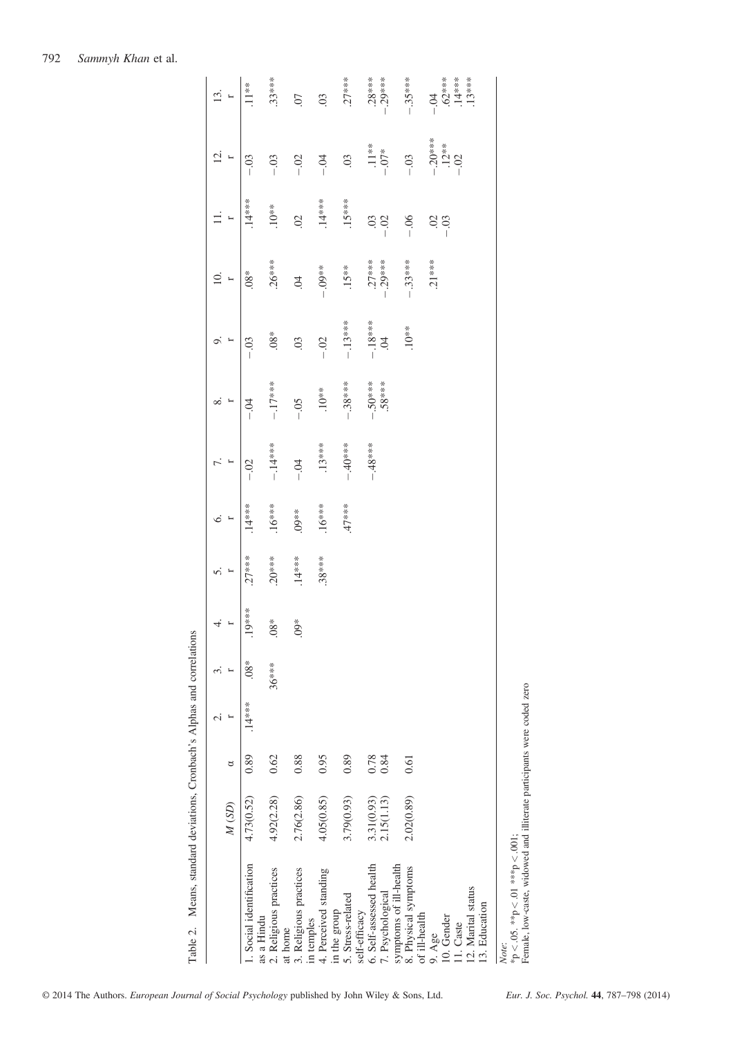Table 2. Means, standard deviations, Cronbach's Alphas and correlations

| | M (SD) | α | 2. r | 3. r | 4. r | 5. r | 6. r | 7. r | 8. r | 9. r | 10. r | 11. r | 12. r | 13. r |
|---|---|---|---|---|---|---|---|---|---|---|---|---|---|---|
| 1. Social identification as a Hindu | 4.73(0.52) | 0.89 | .14*** | .08* | .19*** | .27*** | .14*** | −.02 | −.04 | −.03 | .08* | .14*** | −.03 | .11** |
| 2. Religious practices at home | 4.92(2.28) | 0.62 | | 36*** | .08* | .20*** | .16*** | −.14*** | −.17*** | .08* | .26*** | .10** | −.03 | .33*** |
| 3. Religious practices in temples | 2.76(2.86) | 0.88 | | | .09* | .14*** | .09** | −.04 | −.05 | .03 | .04 | .02 | −.02 | .07 |
| 4. Perceived standing in the group | 4.05(0.85) | 0.95 | | | | .38*** | .16*** | .13*** | .10** | −.02 | −.09** | .14*** | −.04 | .03 |
| 5. Stress-related self-efficacy | 3.79(0.93) | 0.89 | | | | | .47*** | −.40*** | −.38*** | −.13*** | .15** | .15*** | .03 | .27*** |
| 6. Self-assessed health | 3.31(0.93) | 0.78 | | | | | | −.48*** | −.50*** | −.18*** | .27*** | .03 | .11** | .28*** |
| 7. Psychological symptoms of ill-health | 2.15(1.13) | 0.84 | | | | | | | .58*** | .04 | −.29*** | −.02 | −.07* | −.29*** |
| 8. Physical symptoms of ill-health | 2.02(0.89) | 0.61 | | | | | | | | .10** | −.33*** | −.06 | −.03 | −.35*** |
| 9. Age | | | | | | | | | | | .21*** | .02 | −.20*** | −.04 |
| 10. Gender | | | | | | | | | | | | −.03 | .12** | .62*** |
| 11. Caste | | | | | | | | | | | | | −.02 | .14*** |
| 12. Marital status | | | | | | | | | | | | | | .13*** |
| 13. Education | | | | | | | | | | | | | | |

*Note*:
*p < .05, **p < .01 ***p < .001;
Female, low-caste, widowed and illiterate participants were coded zero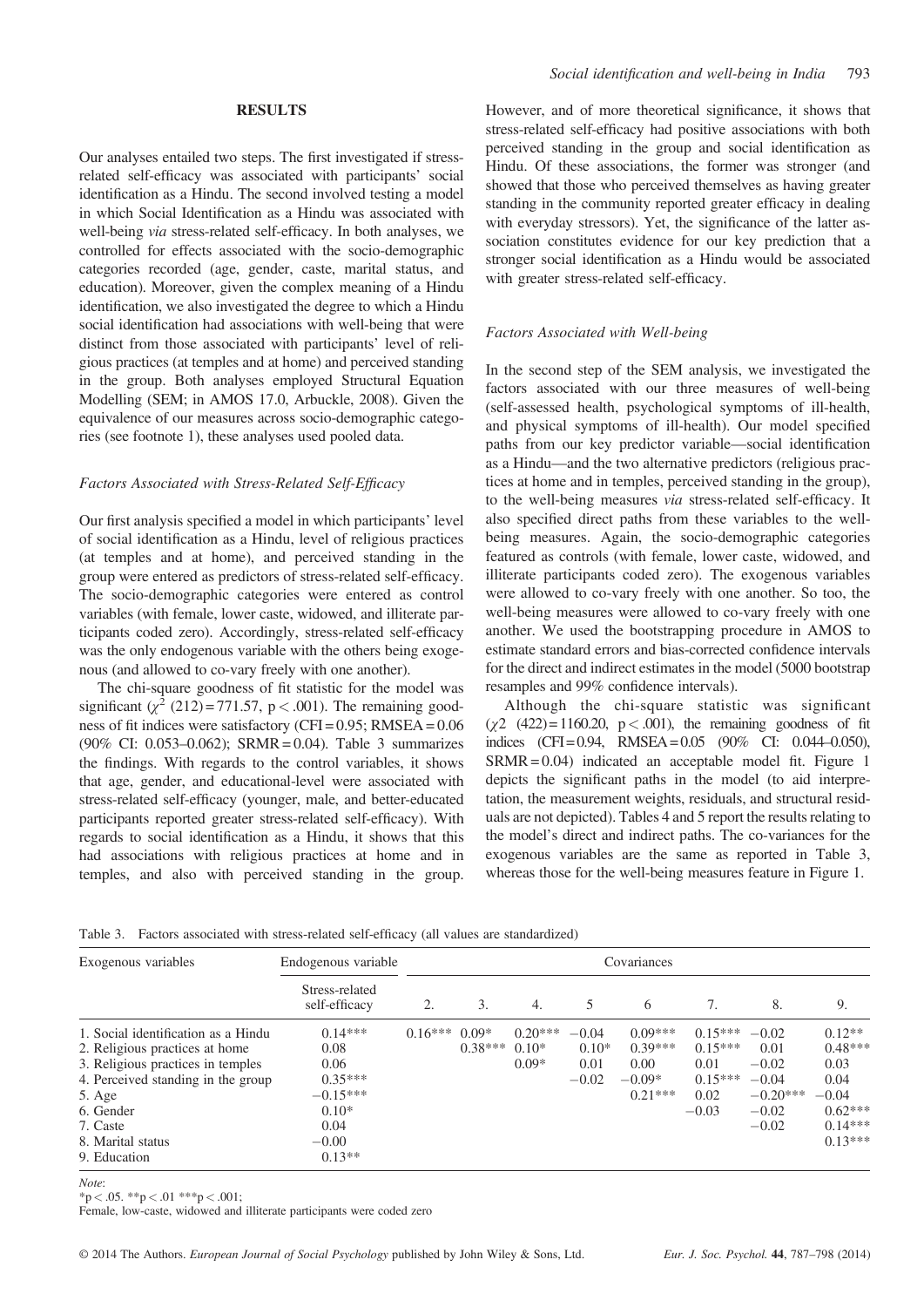## RESULTS

Our analyses entailed two steps. The first investigated if stress-related self-efficacy was associated with participants' social identification as a Hindu. The second involved testing a model in which Social Identification as a Hindu was associated with well-being *via* stress-related self-efficacy. In both analyses, we controlled for effects associated with the socio-demographic categories recorded (age, gender, caste, marital status, and education). Moreover, given the complex meaning of a Hindu identification, we also investigated the degree to which a Hindu social identification had associations with well-being that were distinct from those associated with participants' level of religious practices (at temples and at home) and perceived standing in the group. Both analyses employed Structural Equation Modelling (SEM; in AMOS 17.0, Arbuckle, 2008). Given the equivalence of our measures across socio-demographic categories (see footnote 1), these analyses used pooled data.

### Factors Associated with Stress-Related Self-Efficacy

Our first analysis specified a model in which participants' level of social identification as a Hindu, level of religious practices (at temples and at home), and perceived standing in the group were entered as predictors of stress-related self-efficacy. The socio-demographic categories were entered as control variables (with female, lower caste, widowed, and illiterate participants coded zero). Accordingly, stress-related self-efficacy was the only endogenous variable with the others being exogenous (and allowed to co-vary freely with one another).

The chi-square goodness of fit statistic for the model was significant ($\chi^2$ (212) = 771.57, $p < .001$). The remaining goodness of fit indices were satisfactory (CFI = 0.95; RMSEA = 0.06 (90% CI: 0.053–0.062); SRMR = 0.04). Table 3 summarizes the findings. With regards to the control variables, it shows that age, gender, and educational-level were associated with stress-related self-efficacy (younger, male, and better-educated participants reported greater stress-related self-efficacy). With regards to social identification as a Hindu, it shows that this had associations with religious practices at home and in temples, and also with perceived standing in the group. However, and of more theoretical significance, it shows that stress-related self-efficacy had positive associations with both perceived standing in the group and social identification as Hindu. Of these associations, the former was stronger (and showed that those who perceived themselves as having greater standing in the community reported greater efficacy in dealing with everyday stressors). Yet, the significance of the latter association constitutes evidence for our key prediction that a stronger social identification as a Hindu would be associated with greater stress-related self-efficacy.

### Factors Associated with Well-being

In the second step of the SEM analysis, we investigated the factors associated with our three measures of well-being (self-assessed health, psychological symptoms of ill-health, and physical symptoms of ill-health). Our model specified paths from our key predictor variable—social identification as a Hindu—and the two alternative predictors (religious practices at home and in temples, perceived standing in the group), to the well-being measures *via* stress-related self-efficacy. It also specified direct paths from these variables to the well-being measures. Again, the socio-demographic categories featured as controls (with female, lower caste, widowed, and illiterate participants coded zero). The exogenous variables were allowed to co-vary freely with one another. So too, the well-being measures were allowed to co-vary freely with one another. We used the bootstrapping procedure in AMOS to estimate standard errors and bias-corrected confidence intervals for the direct and indirect estimates in the model (5000 bootstrap resamples and 99% confidence intervals).

Although the chi-square statistic was significant ($\chi2$ (422) = 1160.20, $p < .001$), the remaining goodness of fit indices (CFI = 0.94, RMSEA = 0.05 (90% CI: 0.044–0.050), SRMR = 0.04) indicated an acceptable model fit. Figure 1 depicts the significant paths in the model (to aid interpretation, the measurement weights, residuals, and structural residuals are not depicted). Tables 4 and 5 report the results relating to the model's direct and indirect paths. The co-variances for the exogenous variables are the same as reported in Table 3, whereas those for the well-being measures feature in Figure 1.

Table 3. Factors associated with stress-related self-efficacy (all values are standardized)

| Exogenous variables | Endogenous variable | Covariances | | | | | | | |
|---|---|---|---|---|---|---|---|---|---|
| | Stress-related self-efficacy | 2. | 3. | 4. | 5 | 6 | 7. | 8. | 9. |
| 1. Social identification as a Hindu | 0.14*** | 0.16*** | 0.09* | 0.20*** | −0.04 | 0.09*** | 0.15*** | −0.02 | 0.12** |
| 2. Religious practices at home | 0.08 | | 0.38*** | 0.10* | 0.10* | 0.39*** | 0.15*** | 0.01 | 0.48*** |
| 3. Religious practices in temples | 0.06 | | | 0.09* | 0.01 | 0.00 | 0.01 | −0.02 | 0.03 |
| 4. Perceived standing in the group | 0.35*** | | | | −0.02 | −0.09* | 0.15*** | −0.04 | 0.04 |
| 5. Age | −0.15*** | | | | | 0.21*** | 0.02 | −0.20*** | −0.04 |
| 6. Gender | 0.10* | | | | | | −0.03 | −0.02 | 0.62*** |
| 7. Caste | 0.04 | | | | | | | −0.02 | 0.14*** |
| 8. Marital status | −0.00 | | | | | | | | 0.13*** |
| 9. Education | 0.13** | | | | | | | | |

*Note*:
*p < .05. **p < .01 ***p < .001;
Female, low-caste, widowed and illiterate participants were coded zero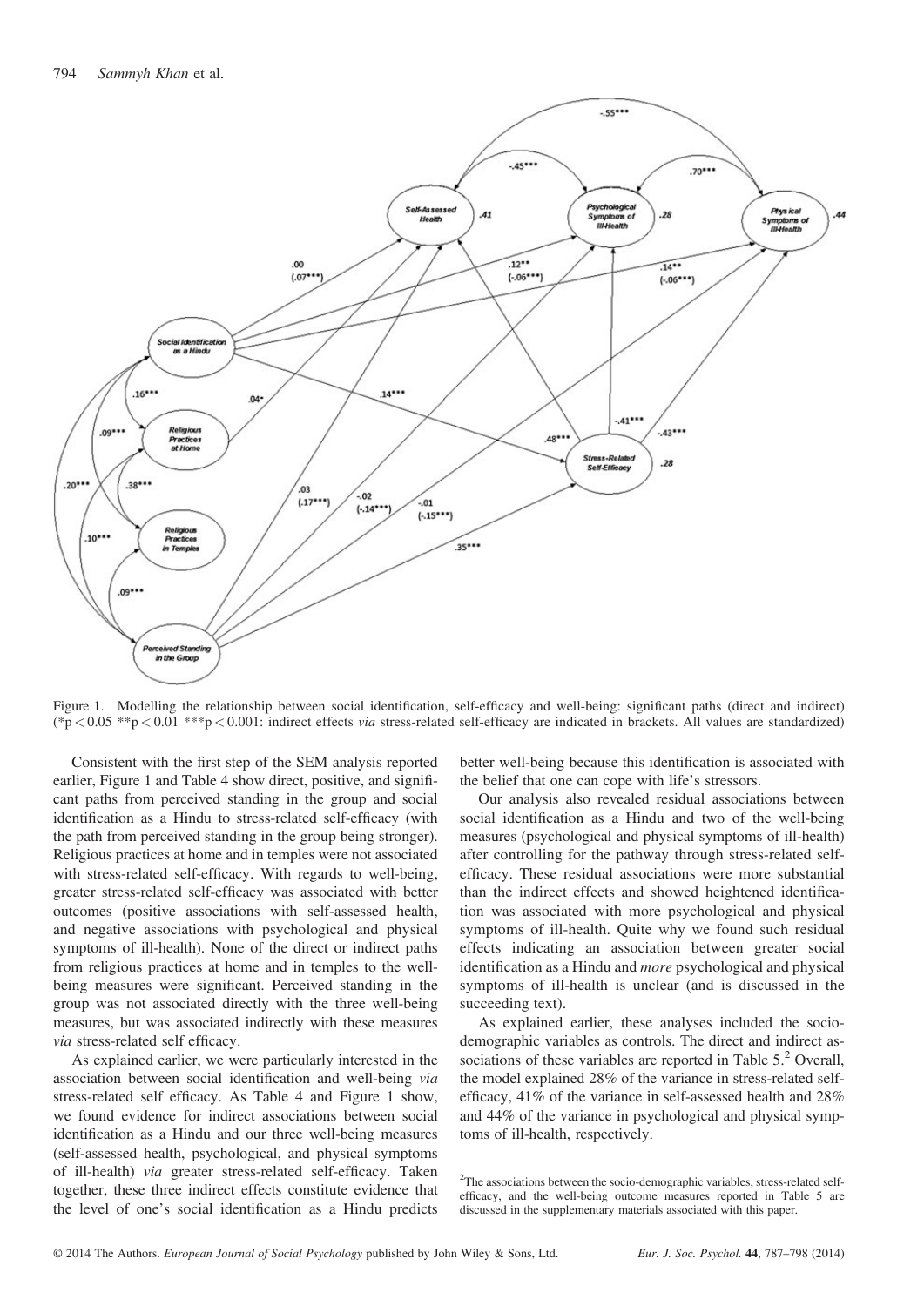Figure 1. Modelling the relationship between social identification, self-efficacy and well-being: significant paths (direct and indirect) (\*p < 0.05 \*\*p < 0.01 \*\*\*p < 0.001: indirect effects *via* stress-related self-efficacy are indicated in brackets. All values are standardized)

Consistent with the first step of the SEM analysis reported earlier, Figure 1 and Table 4 show direct, positive, and significant paths from perceived standing in the group and social identification as a Hindu to stress-related self-efficacy (with the path from perceived standing in the group being stronger). Religious practices at home and in temples were not associated with stress-related self-efficacy. With regards to well-being, greater stress-related self-efficacy was associated with better outcomes (positive associations with self-assessed health, and negative associations with psychological and physical symptoms of ill-health). None of the direct or indirect paths from religious practices at home and in temples to the well-being measures were significant. Perceived standing in the group was not associated directly with the three well-being measures, but was associated indirectly with these measures *via* stress-related self efficacy.

As explained earlier, we were particularly interested in the association between social identification and well-being *via* stress-related self efficacy. As Table 4 and Figure 1 show, we found evidence for indirect associations between social identification as a Hindu and our three well-being measures (self-assessed health, psychological, and physical symptoms of ill-health) *via* greater stress-related self-efficacy. Taken together, these three indirect effects constitute evidence that the level of one's social identification as a Hindu predicts better well-being because this identification is associated with the belief that one can cope with life's stressors.

Our analysis also revealed residual associations between social identification as a Hindu and two of the well-being measures (psychological and physical symptoms of ill-health) after controlling for the pathway through stress-related self-efficacy. These residual associations were more substantial than the indirect effects and showed heightened identification was associated with more psychological and physical symptoms of ill-health. Quite why we found such residual effects indicating an association between greater social identification as a Hindu and *more* psychological and physical symptoms of ill-health is unclear (and is discussed in the succeeding text).

As explained earlier, these analyses included the socio-demographic variables as controls. The direct and indirect associations of these variables are reported in Table 5.[2] Overall, the model explained 28% of the variance in stress-related self-efficacy, 41% of the variance in self-assessed health and 28% and 44% of the variance in psychological and physical symptoms of ill-health, respectively.

[2]The associations between the socio-demographic variables, stress-related self-efficacy, and the well-being outcome measures reported in Table 5 are discussed in the supplementary materials associated with this paper.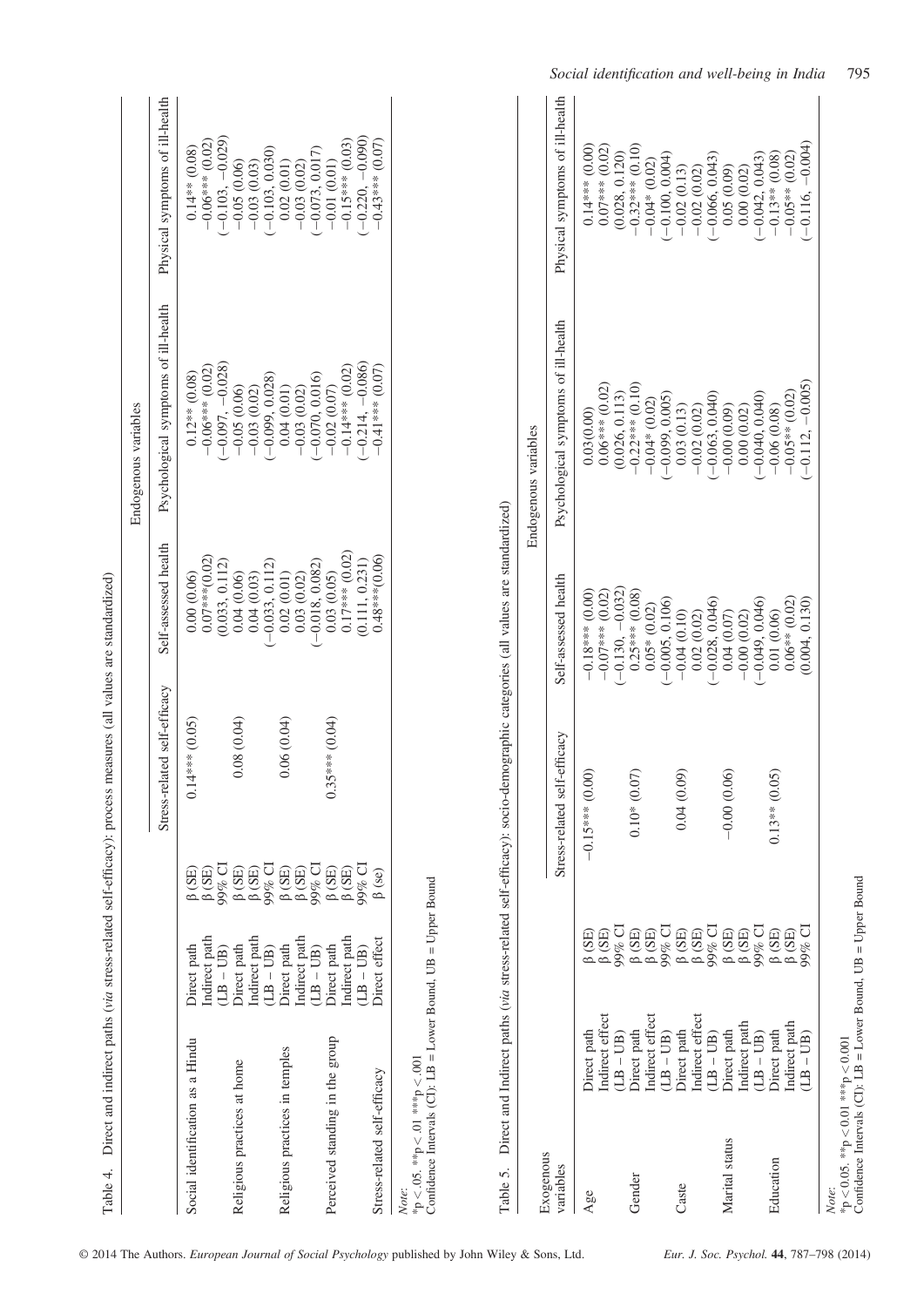Table 4. Direct and indirect paths (*via* stress-related self-efficacy): process measures (all values are standardized)

| | | | Endogenous variables | | | |
|---|---|---|---|---|---|---|
| | | | Stress-related self-efficacy | Self-assessed health | Psychological symptoms of ill-health | Physical symptoms of ill-health |
| Social identification as a Hindu | Direct path | β (SE) | 0.14*** (0.05) | 0.00 (0.06) | 0.12** (0.08) | 0.14** (0.08) |
| | Indirect path | β (SE) | | 0.07***(0.02) | −0.06*** (0.02) | −0.06*** (0.02) |
| | (LB – UB) | 99% CI | | (0.033, 0.112) | (−0.097, −0.028) | (−0.103, −0.029) |
| Religious practices at home | Direct path | β (SE) | 0.08 (0.04) | 0.04 (0.06) | −0.05 (0.06) | −0.05 (0.06) |
| | Indirect path | β (SE) | | 0.04 (0.03) | −0.03 (0.02) | −0.03 (0.03) |
| | (LB – UB) | 99% CI | | (−0.033, 0.112) | (−0.099, 0.028) | (−0.103, 0.030) |
| Religious practices in temples | Direct path | β (SE) | 0.06 (0.04) | 0.02 (0.01) | 0.04 (0.01) | 0.02 (0.01) |
| | Indirect path | β (SE) | | 0.03 (0.02) | −0.03 (0.02) | −0.03 (0.02) |
| | (LB – UB) | 99% CI | | (−0.018, 0.082) | (−0.070, 0.016) | (−0.073, 0.017) |
| Perceived standing in the group | Direct path | β (SE) | 0.35*** (0.04) | 0.03 (0.05) | −0.02 (0.07) | −0.01 (0.01) |
| | Indirect path | β (SE) | | 0.17*** (0.02) | −0.14*** (0.02) | −0.15*** (0.03) |
| | (LB – UB) | 99% CI | | (0.111, 0.231) | (−0.214, −0.086) | (−0.220, −0.090) |
| Stress-related self-efficacy | Direct effect | β (se) | | 0.48***(0.06) | −0.41*** (0.07) | −0.43*** (0.07) |

*Note*:
*p < .05. **p < .01 ***p < .001
Confidence Intervals (CI): LB = Lower Bound, UB = Upper Bound

Table 5. Direct and Indirect paths (*via* stress-related self-efficacy): socio-demographic categories (all values are standardized)

| Exogenous variables | | | Endogenous variables | | | |
|---|---|---|---|---|---|---|
| | | | Stress-related self-efficacy | Self-assessed health | Psychological symptoms of ill-health | Physical symptoms of ill-health |
| Age | Direct path | β (SE) | −0.15*** (0.00) | −0.18*** (0.00) | 0.03(0.00) | 0.14*** (0.00) |
| | Indirect effect | β (SE) | | −0.07*** (0.02) | 0.06*** (0.02) | 0.07*** (0.02) |
| | (LB – UB) | 99% CI | | (−0.130, −0.032) | (0.026, 0.113) | (0.028, 0.120) |
| Gender | Direct path | β (SE) | 0.10* (0.07) | 0.25*** (0.08) | −0.22*** (0.10) | −0.32*** (0.10) |
| | Indirect effect | β (SE) | | 0.05* (0.02) | −0.04* (0.02) | −0.04* (0.02) |
| | (LB – UB) | 99% CI | | (−0.005, 0.106) | (−0.099, 0.005) | (−0.100, 0.004) |
| Caste | Direct path | β (SE) | 0.04 (0.09) | −0.04 (0.10) | 0.03 (0.13) | −0.02 (0.13) |
| | Indirect effect | β (SE) | | 0.02 (0.02) | −0.02 (0.02) | −0.02 (0.02) |
| | (LB – UB) | 99% CI | | (−0.028, 0.046) | (−0.063, 0.040) | (−0.066, 0.043) |
| Marital status | Direct path | β (SE) | −0.00 (0.06) | 0.04 (0.07) | −0.00 (0.09) | 0.05 (0.09) |
| | Indirect path | β (SE) | | −0.00 (0.02) | 0.00 (0.02) | 0.00 (0.02) |
| | (LB – UB) | 99% CI | | (−0.049, 0.046) | (−0.040, 0.040) | (−0.042, 0.043) |
| Education | Direct path | β (SE) | 0.13** (0.05) | 0.01 (0.06) | −0.06 (0.08) | −0.13** (0.08) |
| | Indirect path | β (SE) | | 0.06** (0.02) | −0.05** (0.02) | −0.05** (0.02) |
| | (LB – UB) | 99% CI | | (0.004, 0.130) | (−0.112, −0.005) | (−0.116, −0.004) |

*Note*:
*p < 0.05. **p < 0.01 ***p < 0.001
Confidence Intervals (CI): LB = Lower Bound, UB = Upper Bound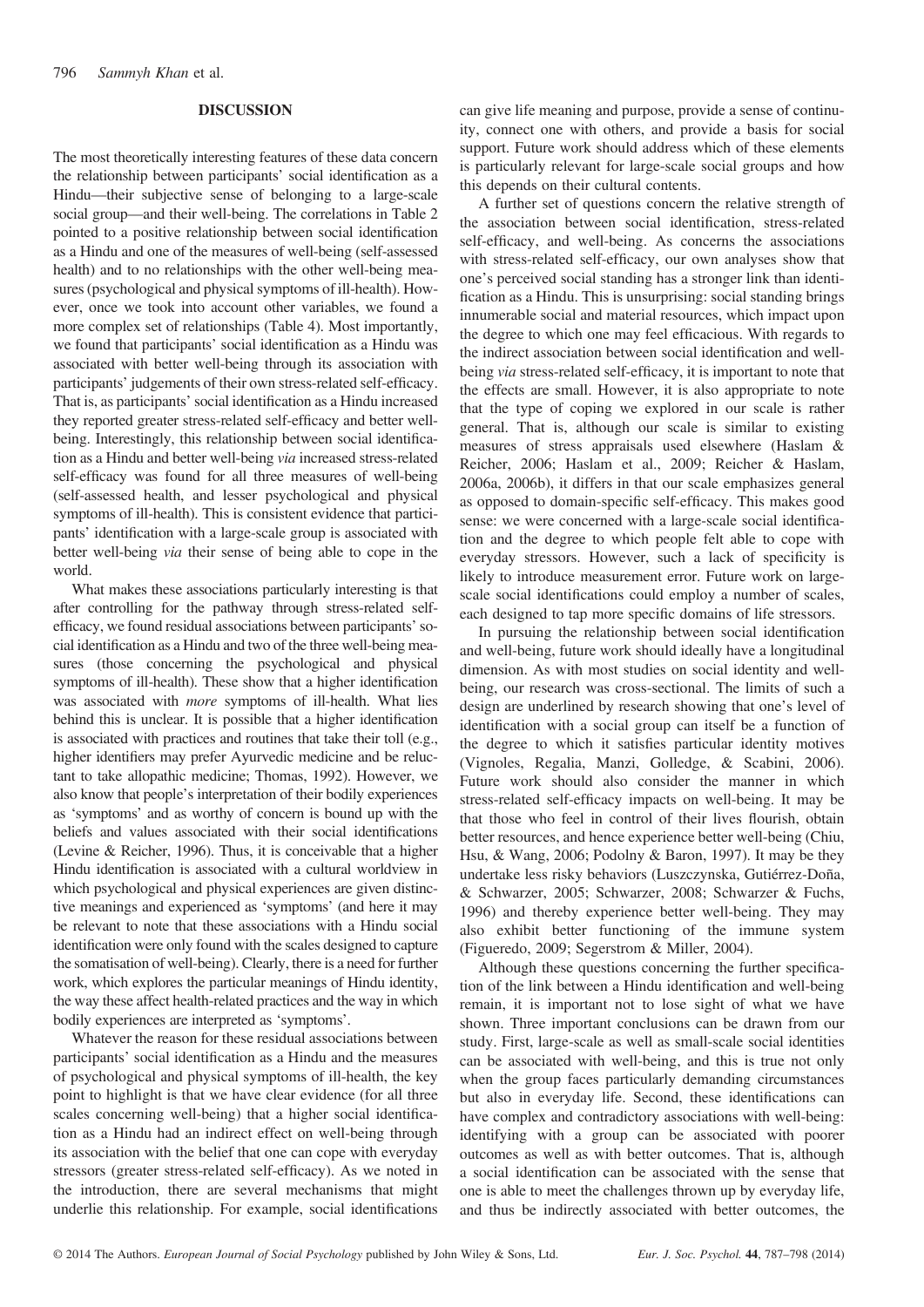## DISCUSSION

The most theoretically interesting features of these data concern the relationship between participants' social identification as a Hindu—their subjective sense of belonging to a large-scale social group—and their well-being. The correlations in Table 2 pointed to a positive relationship between social identification as a Hindu and one of the measures of well-being (self-assessed health) and to no relationships with the other well-being measures (psychological and physical symptoms of ill-health). However, once we took into account other variables, we found a more complex set of relationships (Table 4). Most importantly, we found that participants' social identification as a Hindu was associated with better well-being through its association with participants' judgements of their own stress-related self-efficacy. That is, as participants' social identification as a Hindu increased they reported greater stress-related self-efficacy and better well-being. Interestingly, this relationship between social identification as a Hindu and better well-being *via* increased stress-related self-efficacy was found for all three measures of well-being (self-assessed health, and lesser psychological and physical symptoms of ill-health). This is consistent evidence that participants' identification with a large-scale group is associated with better well-being *via* their sense of being able to cope in the world.

What makes these associations particularly interesting is that after controlling for the pathway through stress-related self-efficacy, we found residual associations between participants' social identification as a Hindu and two of the three well-being measures (those concerning the psychological and physical symptoms of ill-health). These show that a higher identification was associated with *more* symptoms of ill-health. What lies behind this is unclear. It is possible that a higher identification is associated with certain practices and routines that take their toll (e.g., higher identifiers may prefer Ayurvedic medicine and be reluctant to take allopathic medicine; Thomas, 1992). However, we also know that people's interpretation of their bodily experiences as 'symptoms' and as worthy of concern is bound up with the beliefs and values associated with their social identifications (Levine & Reicher, 1996). Thus, it is conceivable that a higher Hindu identification is associated with a cultural worldview in which psychological and physical experiences are given distinctive meanings and experienced as 'symptoms' (and here it may be relevant to note that these associations with a Hindu social identification were only found with the scales designed to capture the somatisation of well-being). Clearly, there is a need for further work, which explores the particular meanings of Hindu identity, the way these affect health-related practices and the way in which bodily experiences are interpreted as 'symptoms'.

Whatever the reason for these residual associations between participants' social identification as a Hindu and the measures of psychological and physical symptoms of ill-health, the key point to highlight is that we have clear evidence (for all three scales concerning well-being) that a higher social identification as a Hindu had an indirect effect on well-being through its association with the belief that one can cope with everyday stressors (greater stress-related self-efficacy). As we noted in the introduction, there are several mechanisms that might underlie this relationship. For example, social identifications can give life meaning and purpose, provide a sense of continuity, connect one with others, and provide a basis for social support. Future work should address which of these elements is particularly relevant for large-scale social groups and how this depends on their cultural contents.

A further set of questions concern the relative strength of the association between social identification, stress-related self-efficacy, and well-being. As concerns the associations with stress-related self-efficacy, our own analyses show that one's perceived social standing has a stronger link than identification as a Hindu. This is unsurprising: social standing brings innumerable social and material resources, which impact upon the degree to which one may feel efficacious. With regards to the indirect association between social identification and well-being *via* stress-related self-efficacy, it is important to note that the effects are small. However, it is also appropriate to note that the type of coping we explored in our scale is rather general. That is, although our scale is similar to existing measures of stress appraisals used elsewhere (Haslam & Reicher, 2006; Haslam et al., 2009; Reicher & Haslam, 2006a, 2006b), it differs in that our scale emphasizes general as opposed to domain-specific self-efficacy. This makes good sense: we were concerned with a large-scale social identification and the degree to which people felt able to cope with everyday stressors. However, such a lack of specificity is likely to introduce measurement error. Future work on large-scale social identifications could employ a number of scales, each designed to tap more specific domains of life stressors.

In pursuing the relationship between social identification and well-being, future work should ideally have a longitudinal dimension. As with most studies on social identity and well-being, our research was cross-sectional. The limits of such a design are underlined by research showing that one's level of identification with a social group can itself be a function of the degree to which it satisfies particular identity motives (Vignoles, Regalia, Manzi, Golledge, & Scabini, 2006). Future work should also consider the manner in which stress-related self-efficacy impacts on well-being. It may be that those who feel in control of their lives flourish, obtain better resources, and hence experience better well-being (Chiu, Hsu, & Wang, 2006; Podolny & Baron, 1997). It may be they undertake less risky behaviors (Luszczynska, Gutiérrez-Doña, & Schwarzer, 2005; Schwarzer, 2008; Schwarzer & Fuchs, 1996) and thereby experience better well-being. They may also exhibit better functioning of the immune system (Figueredo, 2009; Segerstrom & Miller, 2004).

Although these questions concerning the further specification of the link between a Hindu identification and well-being remain, it is important not to lose sight of what we have shown. Three important conclusions can be drawn from our study. First, large-scale as well as small-scale social identities can be associated with well-being, and this is true not only when the group faces particularly demanding circumstances but also in everyday life. Second, these identifications can have complex and contradictory associations with well-being: identifying with a group can be associated with poorer outcomes as well as with better outcomes. That is, although a social identification can be associated with the sense that one is able to meet the challenges thrown up by everyday life, and thus be indirectly associated with better outcomes, the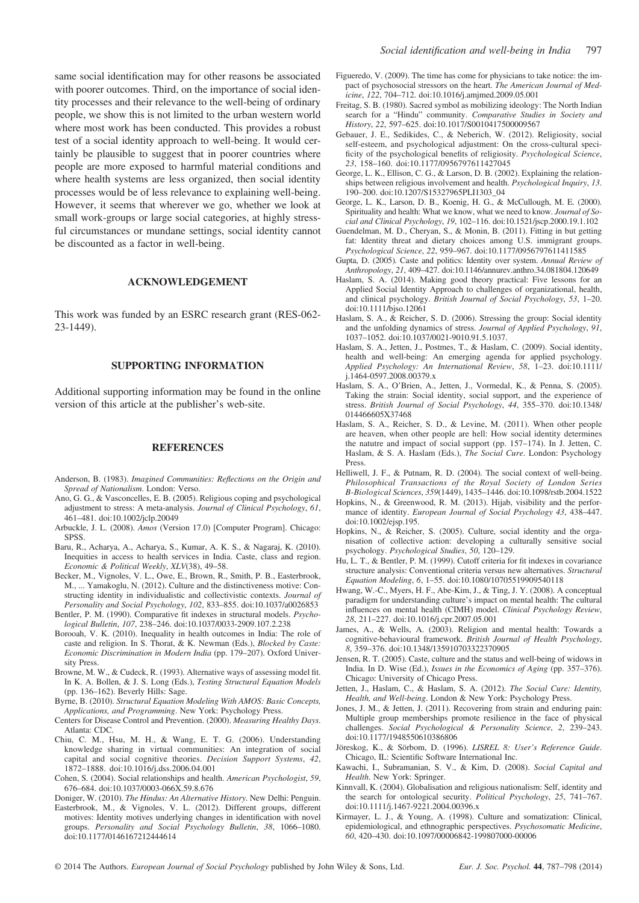same social identification may for other reasons be associated with poorer outcomes. Third, on the importance of social identity processes and their relevance to the well-being of ordinary people, we show this is not limited to the urban western world where most work has been conducted. This provides a robust test of a social identity approach to well-being. It would certainly be plausible to suggest that in poorer countries where people are more exposed to harmful material conditions and where health systems are less organized, then social identity processes would be of less relevance to explaining well-being. However, it seems that wherever we go, whether we look at small work-groups or large social categories, at highly stressful circumstances or mundane settings, social identity cannot be discounted as a factor in well-being.

## ACKNOWLEDGEMENT

This work was funded by an ESRC research grant (RES-062-23-1449).

## SUPPORTING INFORMATION

Additional supporting information may be found in the online version of this article at the publisher's web-site.

## REFERENCES

Anderson, B. (1983). *Imagined Communities: Reflections on the Origin and Spread of Nationalism*. London: Verso.

Ano, G. G., & Vasconcelles, E. B. (2005). Religious coping and psychological adjustment to stress: A meta-analysis. *Journal of Clinical Psychology*, *61*, 461–481. doi:10.1002/jclp.20049

Arbuckle, J. L. (2008). *Amos* (Version 17.0) [Computer Program]. Chicago: SPSS.

Baru, R., Acharya, A., Acharya, S., Kumar, A. K. S., & Nagaraj, K. (2010). Inequities in access to health services in India. Caste, class and region. *Economic & Political Weekly*, *XLV*(38), 49–58.

Becker, M., Vignoles, V. L., Owe, E., Brown, R., Smith, P. B., Easterbrook, M., ... Yamakoglu, N. (2012). Culture and the distinctiveness motive: Constructing identity in individualistic and collectivistic contexts. *Journal of Personality and Social Psychology*, *102*, 833–855. doi:10.1037/a0026853

Bentler, P. M. (1990). Comparative fit indexes in structural models. *Psychological Bulletin*, *107*, 238–246. doi:10.1037/0033-2909.107.2.238

Borooah, V. K. (2010). Inequality in health outcomes in India: The role of caste and religion. In S. Thorat, & K. Newman (Eds.), *Blocked by Caste: Economic Discrimination in Modern India* (pp. 179–207). Oxford University Press.

Browne, M. W., & Cudeck, R. (1993). Alternative ways of assessing model fit. In K. A. Bollen, & J. S. Long (Eds.), *Testing Structural Equation Models* (pp. 136–162). Beverly Hills: Sage.

Byrne, B. (2010). *Structural Equation Modeling With AMOS: Basic Concepts, Applications, and Programming*. New York: Psychology Press.

Centers for Disease Control and Prevention. (2000). *Measuring Healthy Days*. Atlanta: CDC.

Chiu, C. M., Hsu, M. H., & Wang, E. T. G. (2006). Understanding knowledge sharing in virtual communities: An integration of social capital and social cognitive theories. *Decision Support Systems*, *42*, 1872–1888. doi:10.1016/j.dss.2006.04.001

Cohen, S. (2004). Social relationships and health. *American Psychologist*, *59*, 676–684. doi:10.1037/0003-066X.59.8.676

Doniger, W. (2010). *The Hindus: An Alternative History*. New Delhi: Penguin.

Easterbrook, M., & Vignoles, V. L. (2012). Different groups, different motives: Identity motives underlying changes in identification with novel groups. *Personality and Social Psychology Bulletin*, *38*, 1066–1080. doi:10.1177/0146167212444614

Figueredo, V. (2009). The time has come for physicians to take notice: the impact of psychosocial stressors on the heart. *The American Journal of Medicine*, *122*, 704–712. doi:10.1016/j.amjmed.2009.05.001

Freitag, S. B. (1980). Sacred symbol as mobilizing ideology: The North Indian search for a "Hindu" community. *Comparative Studies in Society and History*, *22*, 597–625. doi:10.1017/S0010417500009567

Gebauer, J. E., Sedikides, C., & Neberich, W. (2012). Religiosity, social self-esteem, and psychological adjustment: On the cross-cultural specificity of the psychological benefits of religiosity. *Psychological Science*, *23*, 158–160. doi:10.1177/0956797611427045

George, L. K., Ellison, C. G., & Larson, D. B. (2002). Explaining the relationships between religious involvement and health. *Psychological Inquiry*, *13*. 190–200. doi:10.1207/S15327965PLI1303_04

George, L. K., Larson, D. B., Koenig, H. G., & McCullough, M. E. (2000). Spirituality and health: What we know, what we need to know. *Journal of Social and Clinical Psychology*, *19*, 102–116. doi:10.1521/jscp.2000.19.1.102

Guendelman, M. D., Cheryan, S., & Monin, B. (2011). Fitting in but getting fat: Identity threat and dietary choices among U.S. immigrant groups. *Psychological Science*, *22*, 959–967. doi:10.1177/0956797611411585

Gupta, D. (2005). Caste and politics: Identity over system. *Annual Review of Anthropology*, *21*, 409–427. doi:10.1146/annurev.anthro.34.081804.120649

Haslam, S. A. (2014). Making good theory practical: Five lessons for an Applied Social Identity Approach to challenges of organizational, health, and clinical psychology. *British Journal of Social Psychology*, *53*, 1–20. doi:10.1111/bjso.12061

Haslam, S. A., & Reicher, S. D. (2006). Stressing the group: Social identity and the unfolding dynamics of stress. *Journal of Applied Psychology*, *91*, 1037–1052. doi:10.1037/0021-9010.91.5.1037.

Haslam, S. A., Jetten, J., Postmes, T., & Haslam, C. (2009). Social identity, health and well-being: An emerging agenda for applied psychology. *Applied Psychology: An International Review*, *58*, 1–23. doi:10.1111/j.1464-0597.2008.00379.x

Haslam, S. A., O'Brien, A., Jetten, J., Vormedal, K., & Penna, S. (2005). Taking the strain: Social identity, social support, and the experience of stress. *British Journal of Social Psychology*, *44*, 355–370. doi:10.1348/014466605X37468

Haslam, S. A., Reicher, S. D., & Levine, M. (2011). When other people are heaven, when other people are hell: How social identity determines the natutre and impact of social support (pp. 157–174). In J. Jetten, C. Haslam, & S. A. Haslam (Eds.), *The Social Cure*. London: Psychology Press.

Helliwell, J. F., & Putnam, R. D. (2004). The social context of well-being. *Philosophical Transactions of the Royal Society of London Series B-Biological Sciences*, *359*(1449), 1435–1446. doi:10.1098/rstb.2004.1522

Hopkins, N., & Greenwood, R. M. (2013). Hijab, visibility and the performance of identity. *European Journal of Social Psychology 43*, 438–447. doi:10.1002/ejsp.195.

Hopkins, N., & Reicher, S. (2005). Culture, social identity and the organisation of collective action: developing a culturally sensitive social psychology. *Psychological Studies*, *50*, 120–129.

Hu, L. T., & Bentler, P. M. (1999). Cutoff criteria for fit indexes in covariance structure analysis: Conventional criteria versus new alternatives. *Structural Equation Modeling*, *6*, 1–55. doi:10.1080/10705519909540118

Hwang, W.-C., Myers, H. F., Abe-Kim, J., & Ting, J. Y. (2008). A conceptual paradigm for understanding culture's impact on mental health: The cultural influences on mental health (CIMH) model. *Clinical Psychology Review*, *28*, 211–227. doi:10.1016/j.cpr.2007.05.001

James, A., & Wells, A. (2003). Religion and mental health: Towards a cognitive-behavioural framework. *British Journal of Health Psychology*, *8*, 359–376. doi:10.1348/135910703322370905

Jensen, R. T. (2005). Caste, culture and the status and well-being of widows in India. In D. Wise (Ed.), *Issues in the Economics of Aging* (pp. 357–376). Chicago: University of Chicago Press.

Jetten, J., Haslam, C., & Haslam, S. A. (2012). *The Social Cure: Identity, Health, and Well-being*. London & New York: Psychology Press.

Jones, J. M., & Jetten, J. (2011). Recovering from strain and enduring pain: Multiple group memberships promote resilience in the face of physical challenges. *Social Psychological & Personality Science*, *2*, 239–243. doi:10.1177/1948550610386806

Jöreskog, K., & Sörbom, D. (1996). *LISREL 8: User's Reference Guide*. Chicago, IL: Scientific Software International Inc.

Kawachi, I., Subramanian, S. V., & Kim, D. (2008). *Social Capital and Health*. New York: Springer.

Kinnvall, K. (2004). Globalisation and religious nationalism: Self, identity and the search for ontological security. *Political Psychology*, *25*, 741–767. doi:10.1111/j.1467-9221.2004.00396.x

Kirmayer, L. J., & Young, A. (1998). Culture and somatization: Clinical, epidemiological, and ethnographic perspectives. *Psychosomatic Medicine*, *60*, 420–430. doi:10.1097/00006842-199807000-00006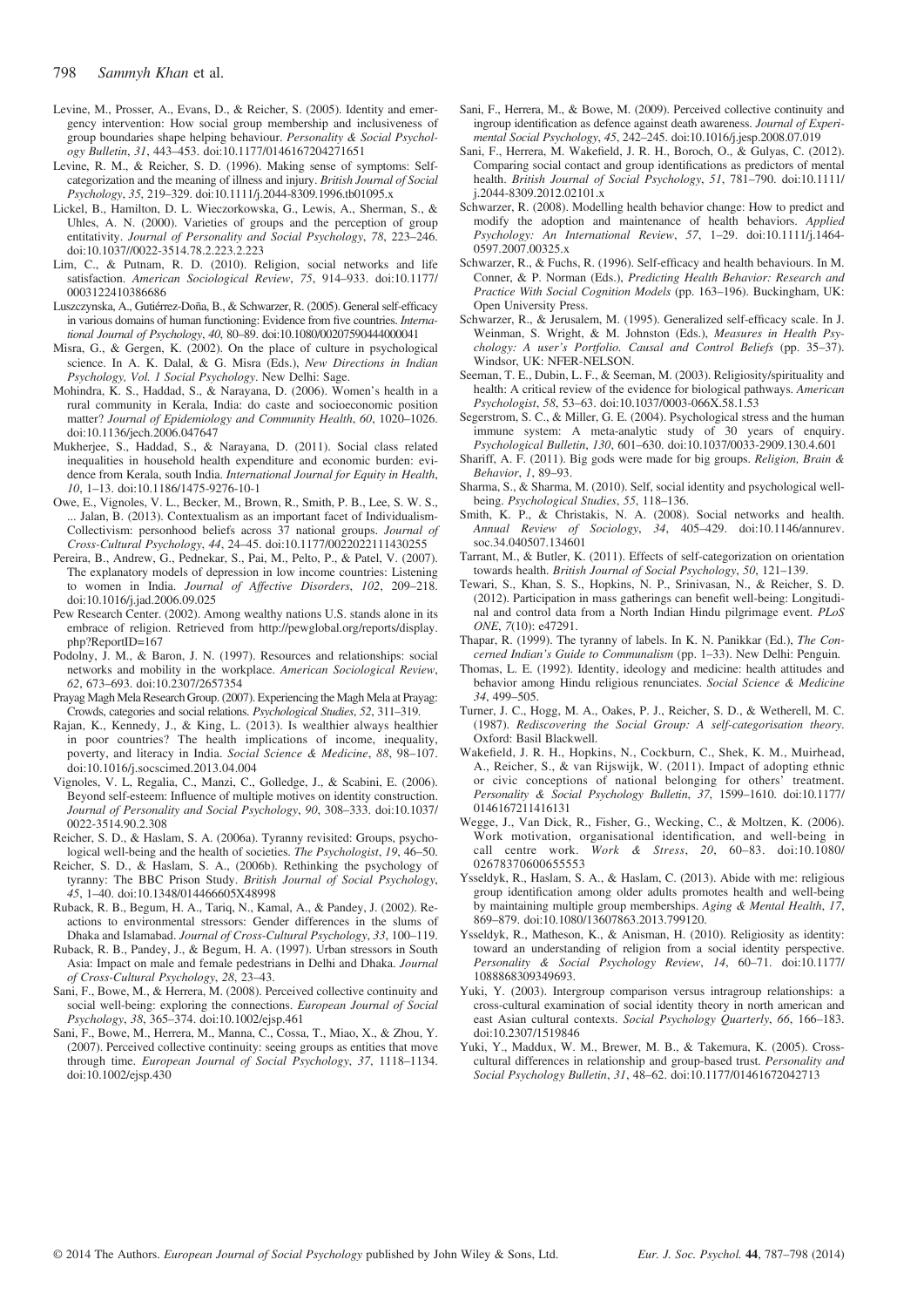Levine, M., Prosser, A., Evans, D., & Reicher, S. (2005). Identity and emergency intervention: How social group membership and inclusiveness of group boundaries shape helping behaviour. *Personality & Social Psychology Bulletin*, *31*, 443–453. doi:10.1177/0146167204271651

Levine, R. M., & Reicher, S. D. (1996). Making sense of symptoms: Self-categorization and the meaning of illness and injury. *British Journal of Social Psychology*, *35*, 219–329. doi:10.1111/j.2044-8309.1996.tb01095.x

Lickel, B., Hamilton, D. L. Wieczorkowska, G., Lewis, A., Sherman, S., & Uhles, A. N. (2000). Varieties of groups and the perception of group entitativity. *Journal of Personality and Social Psychology*, *78*, 223–246. doi:10.1037//0022-3514.78.2.223.2.223

Lim, C., & Putnam, R. D. (2010). Religion, social networks and life satisfaction. *American Sociological Review*, *75*, 914–933. doi:10.1177/0003122410386686

Luszczynska, A., Gutiérrez-Doña, B., & Schwarzer, R. (2005). General self-efficacy in various domains of human functioning: Evidence from five countries. *International Journal of Psychology*, *40*, 80–89. doi:10.1080/00207590444000041

Misra, G., & Gergen, K. (2002). On the place of culture in psychological science. In A. K. Dalal, & G. Misra (Eds.), *New Directions in Indian Psychology, Vol. 1 Social Psychology*. New Delhi: Sage.

Mohindra, K. S., Haddad, S., & Narayana, D. (2006). Women's health in a rural community in Kerala, India: do caste and socioeconomic position matter? *Journal of Epidemiology and Community Health*, *60*, 1020–1026. doi:10.1136/jech.2006.047647

Mukherjee, S., Haddad, S., & Narayana, D. (2011). Social class related inequalities in household health expenditure and economic burden: evidence from Kerala, south India. *International Journal for Equity in Health*, *10*, 1–13. doi:10.1186/1475-9276-10-1

Owe, E., Vignoles, V. L., Becker, M., Brown, R., Smith, P. B., Lee, S. W. S., ... Jalan, B. (2013). Contextualism as an important facet of Individualism-Collectivism: personhood beliefs across 37 national groups. *Journal of Cross-Cultural Psychology*, *44*, 24–45. doi:10.1177/0022022111430255

Pereira, B., Andrew, G., Pednekar, S., Pai, M., Pelto, P., & Patel, V. (2007). The explanatory models of depression in low income countries: Listening to women in India. *Journal of Affective Disorders*, *102*, 209–218. doi:10.1016/j.jad.2006.09.025

Pew Research Center. (2002). Among wealthy nations U.S. stands alone in its embrace of religion. Retrieved from http://pewglobal.org/reports/display.php?ReportID=167

Podolny, J. M., & Baron, J. N. (1997). Resources and relationships: social networks and mobility in the workplace. *American Sociological Review*, *62*, 673–693. doi:10.2307/2657354

Prayag Magh Mela Research Group. (2007). Experiencing the Magh Mela at Prayag: Crowds, categories and social relations. *Psychological Studies*, *52*, 311–319.

Rajan, K., Kennedy, J., & King, L. (2013). Is wealthier always healthier in poor countries? The health implications of income, inequality, poverty, and literacy in India. *Social Science & Medicine*, *88*, 98–107. doi:10.1016/j.socscimed.2013.04.004

Vignoles, V. L, Regalia, C., Manzi, C., Golledge, J., & Scabini, E. (2006). Beyond self-esteem: Influence of multiple motives on identity construction. *Journal of Personality and Social Psychology*, *90*, 308–333. doi:10.1037/0022-3514.90.2.308

Reicher, S. D., & Haslam, S. A. (2006a). Tyranny revisited: Groups, psychological well-being and the health of societies. *The Psychologist*, *19*, 46–50.

Reicher, S. D., & Haslam, S. A., (2006b). Rethinking the psychology of tyranny: The BBC Prison Study. *British Journal of Social Psychology*, *45*, 1–40. doi:10.1348/014466605X48998

Ruback, R. B., Begum, H. A., Tariq, N., Kamal, A., & Pandey, J. (2002). Reactions to environmental stressors: Gender differences in the slums of Dhaka and Islamabad. *Journal of Cross-Cultural Psychology*, *33*, 100–119.

Ruback, R. B., Pandey, J., & Begum, H. A. (1997). Urban stressors in South Asia: Impact on male and female pedestrians in Delhi and Dhaka. *Journal of Cross-Cultural Psychology*, *28*, 23–43.

Sani, F., Bowe, M., & Herrera, M. (2008). Perceived collective continuity and social well-being: exploring the connections. *European Journal of Social Psychology*, *38*, 365–374. doi:10.1002/ejsp.461

Sani, F., Bowe, M., Herrera, M., Manna, C., Cossa, T., Miao, X., & Zhou, Y. (2007). Perceived collective continuity: seeing groups as entities that move through time. *European Journal of Social Psychology*, *37*, 1118–1134. doi:10.1002/ejsp.430

Sani, F., Herrera, M., & Bowe, M. (2009). Perceived collective continuity and ingroup identification as defence against death awareness. *Journal of Experimental Social Psychology*, *45*, 242–245. doi:10.1016/j.jesp.2008.07.019

Sani, F., Herrera, M. Wakefield, J. R. H., Boroch, O., & Gulyas, C. (2012). Comparing social contact and group identifications as predictors of mental health. *British Journal of Social Psychology*, *51*, 781–790. doi:10.1111/j.2044-8309.2012.02101.x

Schwarzer, R. (2008). Modelling health behavior change: How to predict and modify the adoption and maintenance of health behaviors. *Applied Psychology: An International Review*, *57*, 1–29. doi:10.1111/j.1464-0597.2007.00325.x

Schwarzer, R., & Fuchs, R. (1996). Self-efficacy and health behaviours. In M. Conner, & P. Norman (Eds.), *Predicting Health Behavior: Research and Practice With Social Cognition Models* (pp. 163–196). Buckingham, UK: Open University Press.

Schwarzer, R., & Jerusalem, M. (1995). Generalized self-efficacy scale. In J. Weinman, S. Wright, & M. Johnston (Eds.), *Measures in Health Psychology: A user's Portfolio. Causal and Control Beliefs* (pp. 35–37). Windsor, UK: NFER-NELSON.

Seeman, T. E., Dubin, L. F., & Seeman, M. (2003). Religiosity/spirituality and health: A critical review of the evidence for biological pathways. *American Psychologist*, *58*, 53–63. doi:10.1037/0003-066X.58.1.53

Segerstrom, S. C., & Miller, G. E. (2004). Psychological stress and the human immune system: A meta-analytic study of 30 years of enquiry. *Psychological Bulletin*, *130*, 601–630. doi:10.1037/0033-2909.130.4.601

Shariff, A. F. (2011). Big gods were made for big groups. *Religion, Brain & Behavior*, *1*, 89–93.

Sharma, S., & Sharma, M. (2010). Self, social identity and psychological well-being. *Psychological Studies*, *55*, 118–136.

Smith, K. P., & Christakis, N. A. (2008). Social networks and health. *Annual Review of Sociology*, *34*, 405–429. doi:10.1146/annurev.soc.34.040507.134601

Tarrant, M., & Butler, K. (2011). Effects of self-categorization on orientation towards health. *British Journal of Social Psychology*, *50*, 121–139.

Tewari, S., Khan, S. S., Hopkins, N. P., Srinivasan, N., & Reicher, S. D. (2012). Participation in mass gatherings can benefit well-being: Longitudinal and control data from a North Indian Hindu pilgrimage event. *PLoS ONE*, *7*(10): e47291.

Thapar, R. (1999). The tyranny of labels. In K. N. Panikkar (Ed.), *The Concerned Indian's Guide to Communalism* (pp. 1–33). New Delhi: Penguin.

Thomas, L. E. (1992). Identity, ideology and medicine: health attitudes and behavior among Hindu religious renunciates. *Social Science & Medicine* *34*, 499–505.

Turner, J. C., Hogg, M. A., Oakes, P. J., Reicher, S. D., & Wetherell, M. C. (1987). *Rediscovering the Social Group: A self-categorisation theory*. Oxford: Basil Blackwell.

Wakefield, J. R. H., Hopkins, N., Cockburn, C., Shek, K. M., Muirhead, A., Reicher, S., & van Rijswijk, W. (2011). Impact of adopting ethnic or civic conceptions of national belonging for others' treatment. *Personality & Social Psychology Bulletin*, *37*, 1599–1610. doi:10.1177/0146167211416131

Wegge, J., Van Dick, R., Fisher, G., Wecking, C., & Moltzen, K. (2006). Work motivation, organisational identification, and well-being in call centre work. *Work & Stress*, *20*, 60–83. doi:10.1080/02678370600655553

Ysseldyk, R., Haslam, S. A., & Haslam, C. (2013). Abide with me: religious group identification among older adults promotes health and well-being by maintaining multiple group memberships. *Aging & Mental Health*, *17*, 869–879. doi:10.1080/13607863.2013.799120.

Ysseldyk, R., Matheson, K., & Anisman, H. (2010). Religiosity as identity: toward an understanding of religion from a social identity perspective. *Personality & Social Psychology Review*, *14*, 60–71. doi:10.1177/1088868309349693.

Yuki, Y. (2003). Intergroup comparison versus intragroup relationships: a cross-cultural examination of social identity theory in north american and east Asian cultural contexts. *Social Psychology Quarterly*, *66*, 166–183. doi:10.2307/1519846

Yuki, Y., Maddux, W. M., Brewer, M. B., & Takemura, K. (2005). Cross-cultural differences in relationship and group-based trust. *Personality and Social Psychology Bulletin*, *31*, 48–62. doi:10.1177/01461672042713